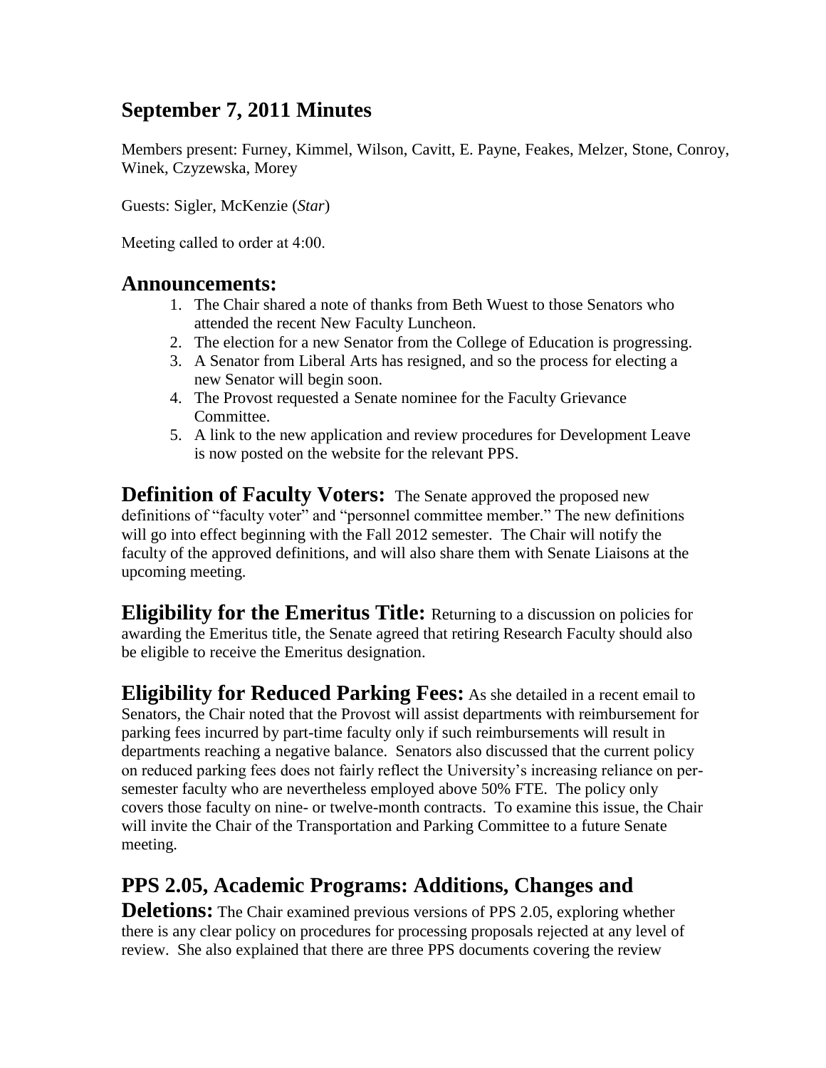# September 7, 2011 Minutes

Members present: Furney, Kimmel, Wilson, Cavitt, E. Payne, Feakes, Melzer, Stone, Conroy, Winek, Czyzewska, Morey

Guests: Sigler, McKenzie (*Star*)

Meeting called to order at 4:00.

## Announcements:

1. The Chair shared a note of thanks from Beth Wuest to those Senators who attended the recent New Faculty Luncheon.
2. The election for a new Senator from the College of Education is progressing.
3. A Senator from Liberal Arts has resigned, and so the process for electing a new Senator will begin soon.
4. The Provost requested a Senate nominee for the Faculty Grievance Committee.
5. A link to the new application and review procedures for Development Leave is now posted on the website for the relevant PPS.

**Definition of Faculty Voters:** The Senate approved the proposed new definitions of "faculty voter" and "personnel committee member." The new definitions will go into effect beginning with the Fall 2012 semester. The Chair will notify the faculty of the approved definitions, and will also share them with Senate Liaisons at the upcoming meeting.

**Eligibility for the Emeritus Title:** Returning to a discussion on policies for awarding the Emeritus title, the Senate agreed that retiring Research Faculty should also be eligible to receive the Emeritus designation.

**Eligibility for Reduced Parking Fees:** As she detailed in a recent email to Senators, the Chair noted that the Provost will assist departments with reimbursement for parking fees incurred by part-time faculty only if such reimbursements will result in departments reaching a negative balance. Senators also discussed that the current policy on reduced parking fees does not fairly reflect the University's increasing reliance on per-semester faculty who are nevertheless employed above 50% FTE. The policy only covers those faculty on nine- or twelve-month contracts. To examine this issue, the Chair will invite the Chair of the Transportation and Parking Committee to a future Senate meeting.

## PPS 2.05, Academic Programs: Additions, Changes and Deletions:

The Chair examined previous versions of PPS 2.05, exploring whether there is any clear policy on procedures for processing proposals rejected at any level of review. She also explained that there are three PPS documents covering the review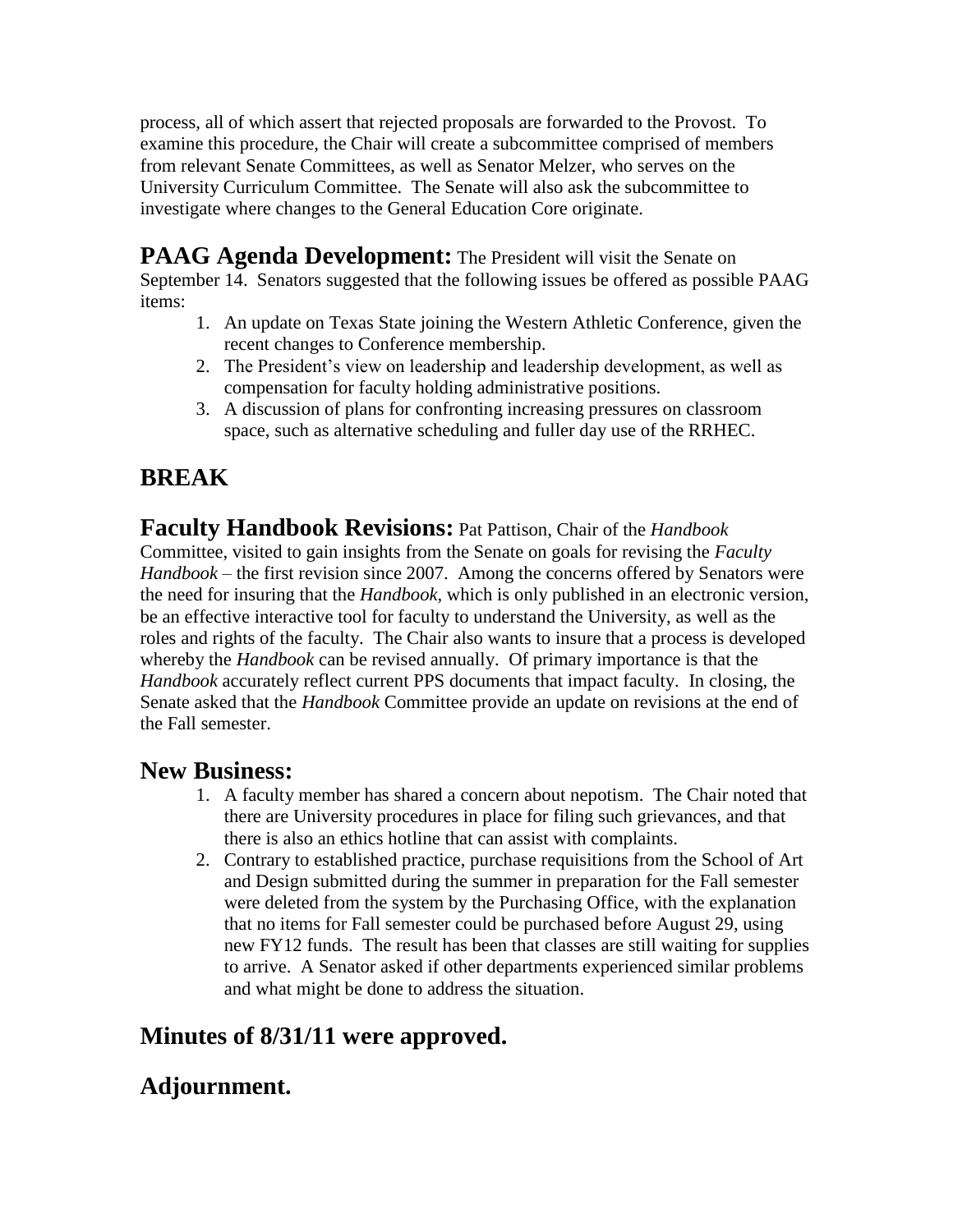process, all of which assert that rejected proposals are forwarded to the Provost. To examine this procedure, the Chair will create a subcommittee comprised of members from relevant Senate Committees, as well as Senator Melzer, who serves on the University Curriculum Committee. The Senate will also ask the subcommittee to investigate where changes to the General Education Core originate.

**PAAG Agenda Development:** The President will visit the Senate on September 14. Senators suggested that the following issues be offered as possible PAAG items:

1. An update on Texas State joining the Western Athletic Conference, given the recent changes to Conference membership.
2. The President's view on leadership and leadership development, as well as compensation for faculty holding administrative positions.
3. A discussion of plans for confronting increasing pressures on classroom space, such as alternative scheduling and fuller day use of the RRHEC.

## BREAK

**Faculty Handbook Revisions:** Pat Pattison, Chair of the *Handbook* Committee, visited to gain insights from the Senate on goals for revising the *Faculty Handbook* – the first revision since 2007. Among the concerns offered by Senators were the need for insuring that the *Handbook*, which is only published in an electronic version, be an effective interactive tool for faculty to understand the University, as well as the roles and rights of the faculty. The Chair also wants to insure that a process is developed whereby the *Handbook* can be revised annually. Of primary importance is that the *Handbook* accurately reflect current PPS documents that impact faculty. In closing, the Senate asked that the *Handbook* Committee provide an update on revisions at the end of the Fall semester.

## New Business:

1. A faculty member has shared a concern about nepotism. The Chair noted that there are University procedures in place for filing such grievances, and that there is also an ethics hotline that can assist with complaints.
2. Contrary to established practice, purchase requisitions from the School of Art and Design submitted during the summer in preparation for the Fall semester were deleted from the system by the Purchasing Office, with the explanation that no items for Fall semester could be purchased before August 29, using new FY12 funds. The result has been that classes are still waiting for supplies to arrive. A Senator asked if other departments experienced similar problems and what might be done to address the situation.

## Minutes of 8/31/11 were approved.

## Adjournment.